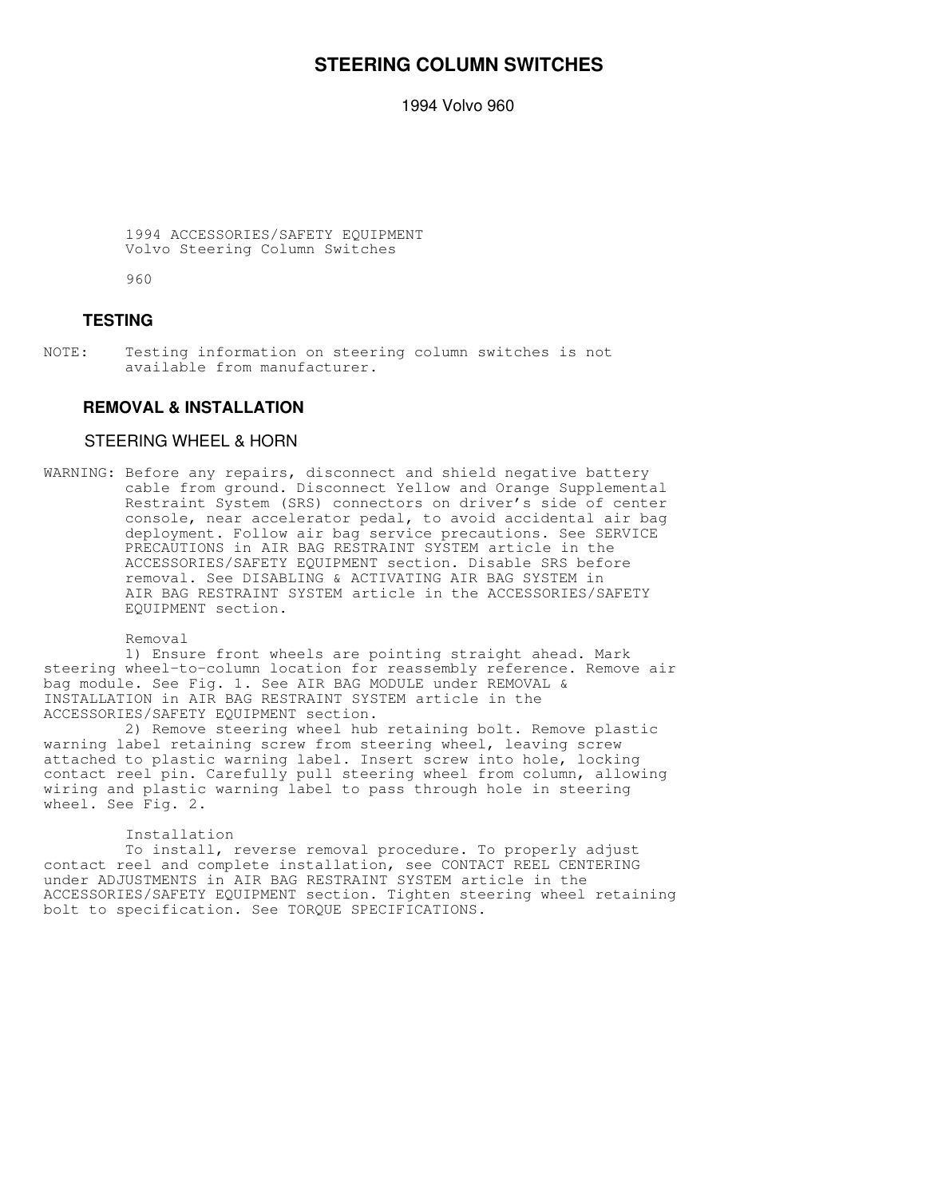# STEERING COLUMN SWITCHES

1994 Volvo 960

1994 ACCESSORIES/SAFETY EQUIPMENT
Volvo Steering Column Switches

960

## TESTING

NOTE: Testing information on steering column switches is not available from manufacturer.

## REMOVAL & INSTALLATION

### STEERING WHEEL & HORN

WARNING: Before any repairs, disconnect and shield negative battery cable from ground. Disconnect Yellow and Orange Supplemental Restraint System (SRS) connectors on driver's side of center console, near accelerator pedal, to avoid accidental air bag deployment. Follow air bag service precautions. See SERVICE PRECAUTIONS in AIR BAG RESTRAINT SYSTEM article in the ACCESSORIES/SAFETY EQUIPMENT section. Disable SRS before removal. See DISABLING & ACTIVATING AIR BAG SYSTEM in AIR BAG RESTRAINT SYSTEM article in the ACCESSORIES/SAFETY EQUIPMENT section.

Removal

1) Ensure front wheels are pointing straight ahead. Mark steering wheel-to-column location for reassembly reference. Remove air bag module. See Fig. 1. See AIR BAG MODULE under REMOVAL & INSTALLATION in AIR BAG RESTRAINT SYSTEM article in the ACCESSORIES/SAFETY EQUIPMENT section.

2) Remove steering wheel hub retaining bolt. Remove plastic warning label retaining screw from steering wheel, leaving screw attached to plastic warning label. Insert screw into hole, locking contact reel pin. Carefully pull steering wheel from column, allowing wiring and plastic warning label to pass through hole in steering wheel. See Fig. 2.

Installation

To install, reverse removal procedure. To properly adjust contact reel and complete installation, see CONTACT REEL CENTERING under ADJUSTMENTS in AIR BAG RESTRAINT SYSTEM article in the ACCESSORIES/SAFETY EQUIPMENT section. Tighten steering wheel retaining bolt to specification. See TORQUE SPECIFICATIONS.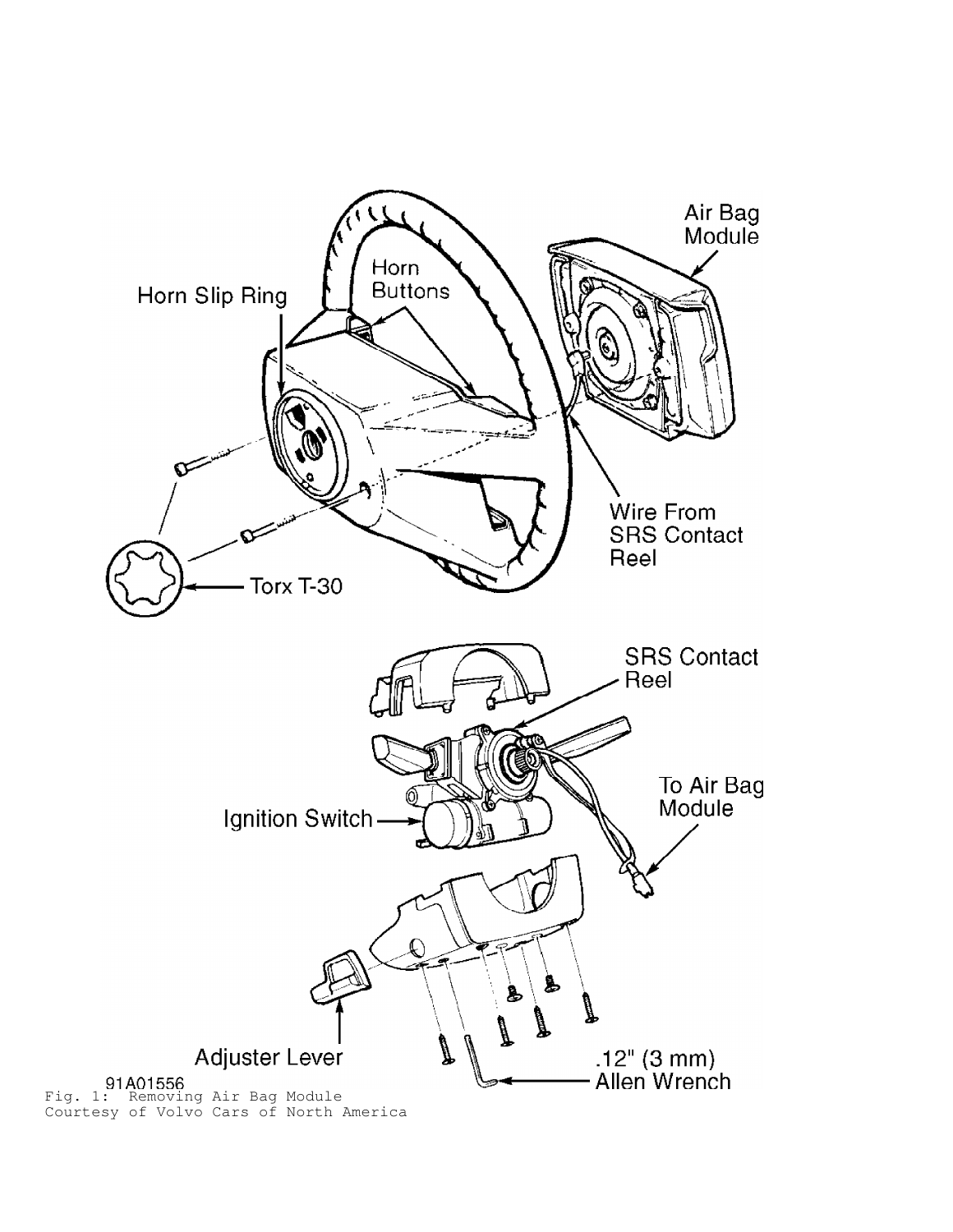91A01556

Fig. 1: Removing Air Bag Module
Courtesy of Volvo Cars of North America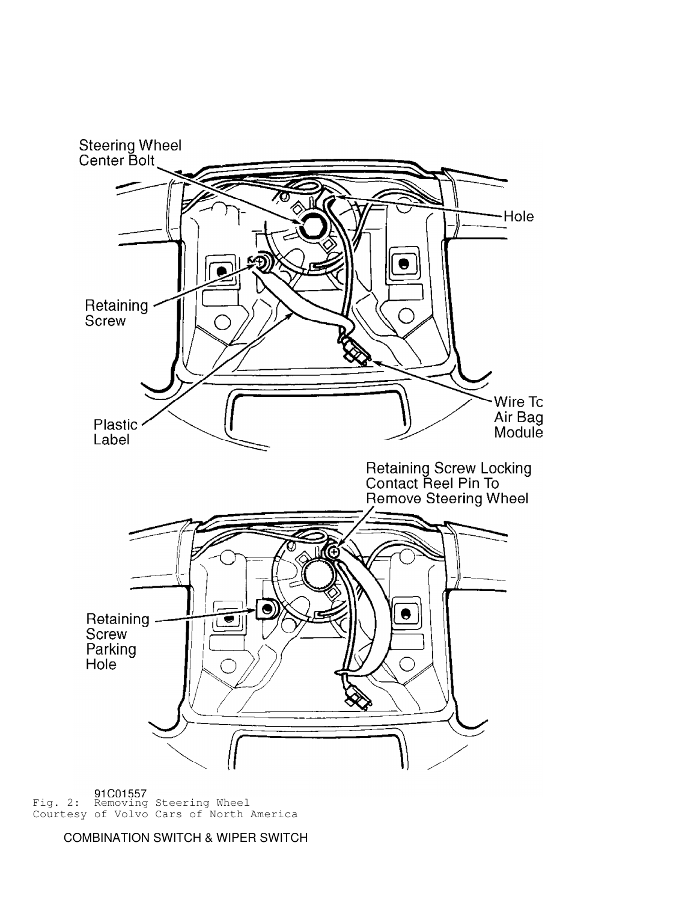91C01557
Fig. 2: Removing Steering Wheel
Courtesy of Volvo Cars of North America

COMBINATION SWITCH & WIPER SWITCH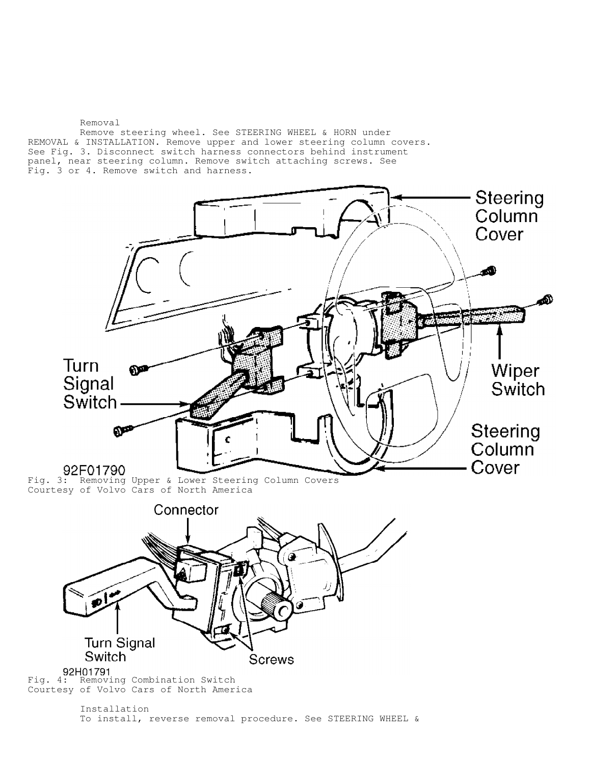Removal

Remove steering wheel. See STEERING WHEEL & HORN under REMOVAL & INSTALLATION. Remove upper and lower steering column covers. See Fig. 3. Disconnect switch harness connectors behind instrument panel, near steering column. Remove switch attaching screws. See Fig. 3 or 4. Remove switch and harness.

Fig. 3: Removing Upper & Lower Steering Column Covers
Courtesy of Volvo Cars of North America

Fig. 4: Removing Combination Switch
Courtesy of Volvo Cars of North America

Installation

To install, reverse removal procedure. See STEERING WHEEL &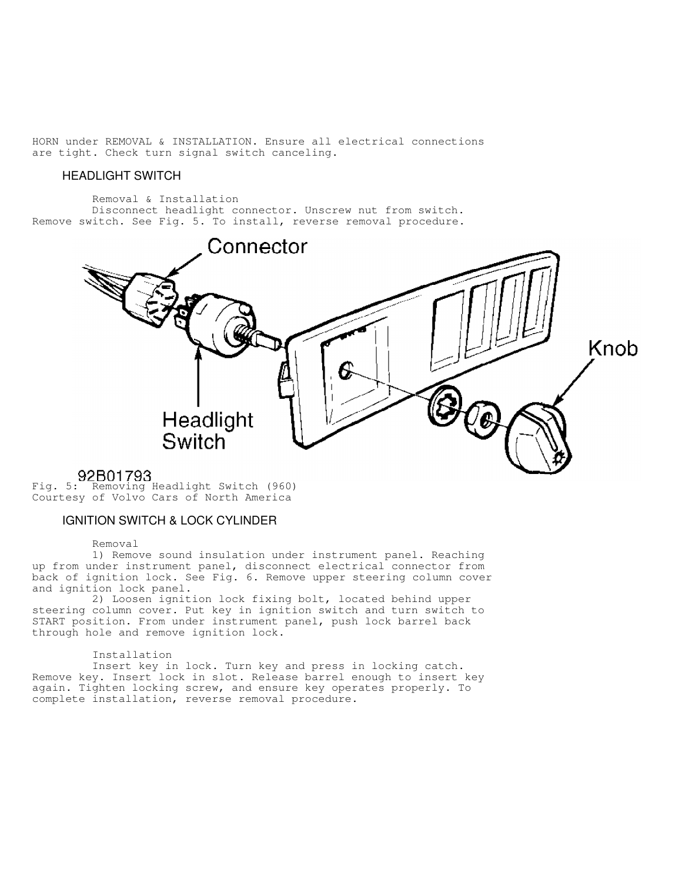HORN under REMOVAL & INSTALLATION. Ensure all electrical connections are tight. Check turn signal switch canceling.

## HEADLIGHT SWITCH

### Removal & Installation

Disconnect headlight connector. Unscrew nut from switch. Remove switch. See Fig. 5. To install, reverse removal procedure.

Connector

Headlight Switch

Knob

92B01793

Fig. 5: Removing Headlight Switch (960)
Courtesy of Volvo Cars of North America

## IGNITION SWITCH & LOCK CYLINDER

### Removal

1) Remove sound insulation under instrument panel. Reaching up from under instrument panel, disconnect electrical connector from back of ignition lock. See Fig. 6. Remove upper steering column cover and ignition lock panel.

2) Loosen ignition lock fixing bolt, located behind upper steering column cover. Put key in ignition switch and turn switch to START position. From under instrument panel, push lock barrel back through hole and remove ignition lock.

### Installation

Insert key in lock. Turn key and press in locking catch. Remove key. Insert lock in slot. Release barrel enough to insert key again. Tighten locking screw, and ensure key operates properly. To complete installation, reverse removal procedure.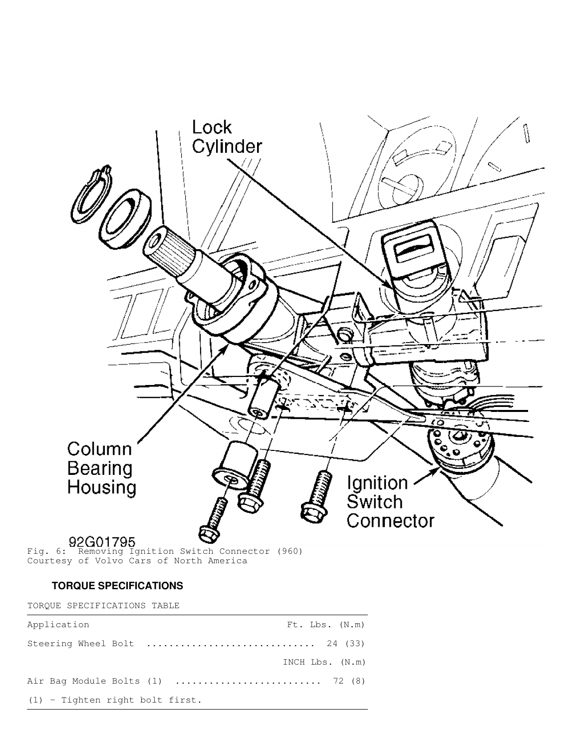Fig. 6: Removing Ignition Switch Connector (960)
Courtesy of Volvo Cars of North America

**TORQUE SPECIFICATIONS**

TORQUE SPECIFICATIONS TABLE

| Application | Ft. Lbs. (N.m) |
|---|---|
| Steering Wheel Bolt | 24 (33) |
| | INCH Lbs. (N.m) |
| Air Bag Module Bolts (1) | 72 (8) |
| (1) - Tighten right bolt first. | |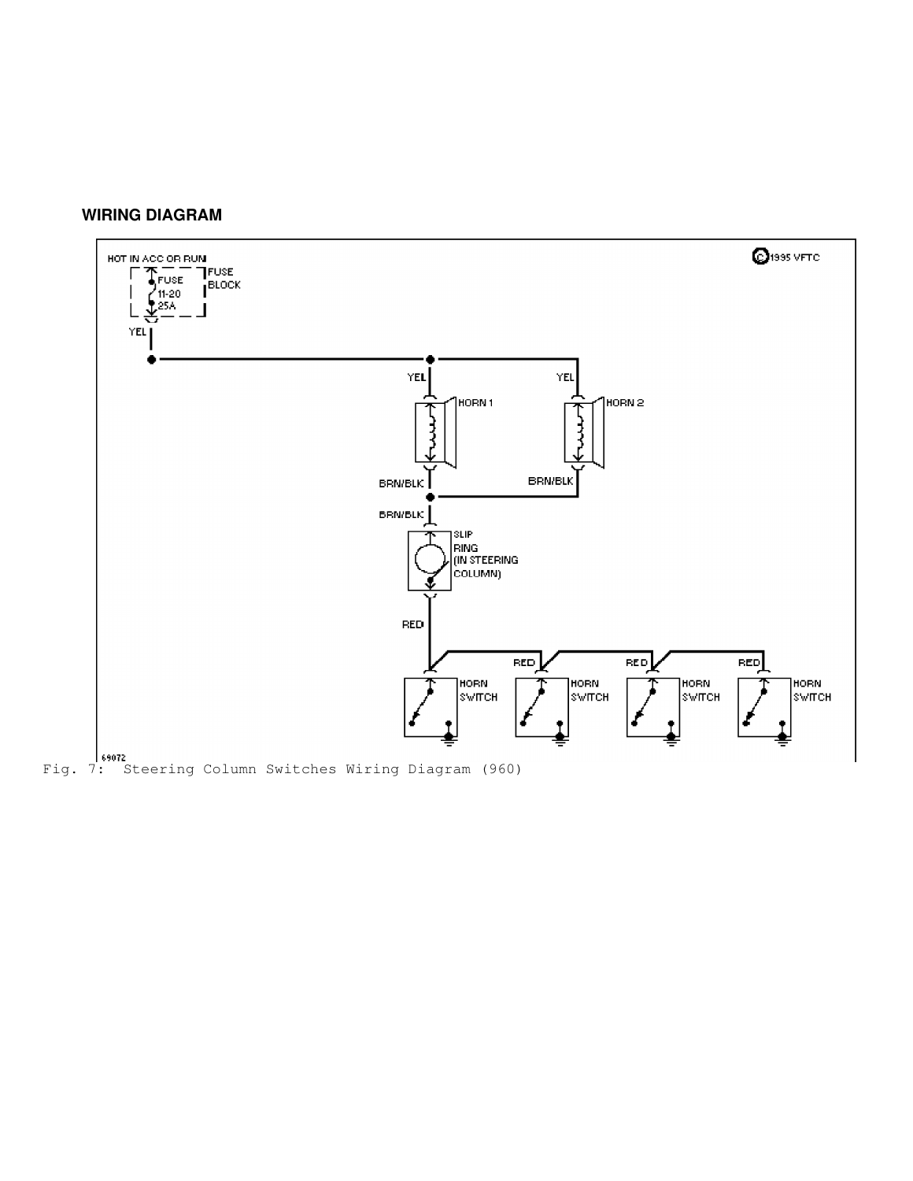## WIRING DIAGRAM

HOT IN ACC OR RUN

FUSE BLOCK

FUSE 11-20 25A

YEL

YEL

YEL

HORN 1

HORN 2

BRN/BLK

BRN/BLK

BRN/BLK

SLIP RING (IN STEERING COLUMN)

RED

RED

RED

RED

HORN SWITCH

HORN SWITCH

HORN SWITCH

HORN SWITCH

©1995 VFTC

69072

Fig. 7: Steering Column Switches Wiring Diagram (960)